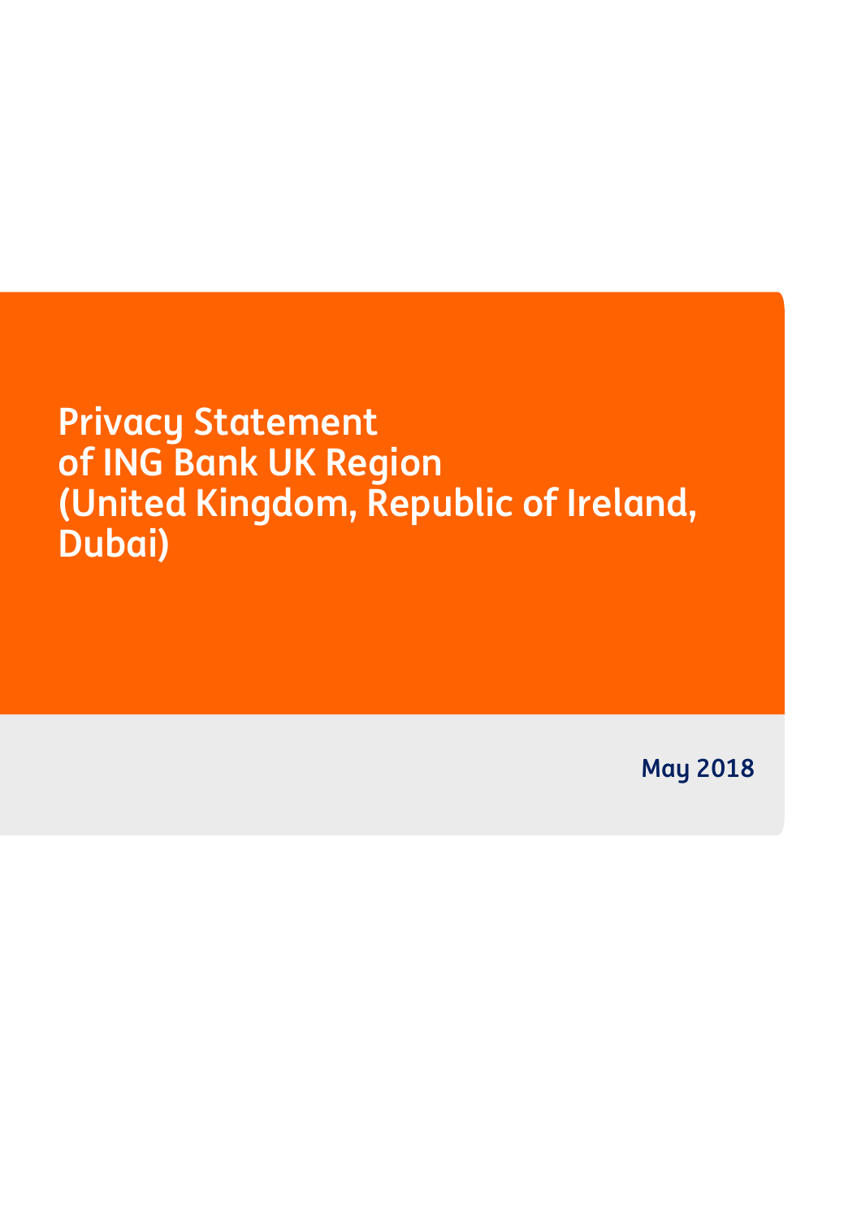# Privacy Statement of ING Bank UK Region (United Kingdom, Republic of Ireland, Dubai)

**May 2018**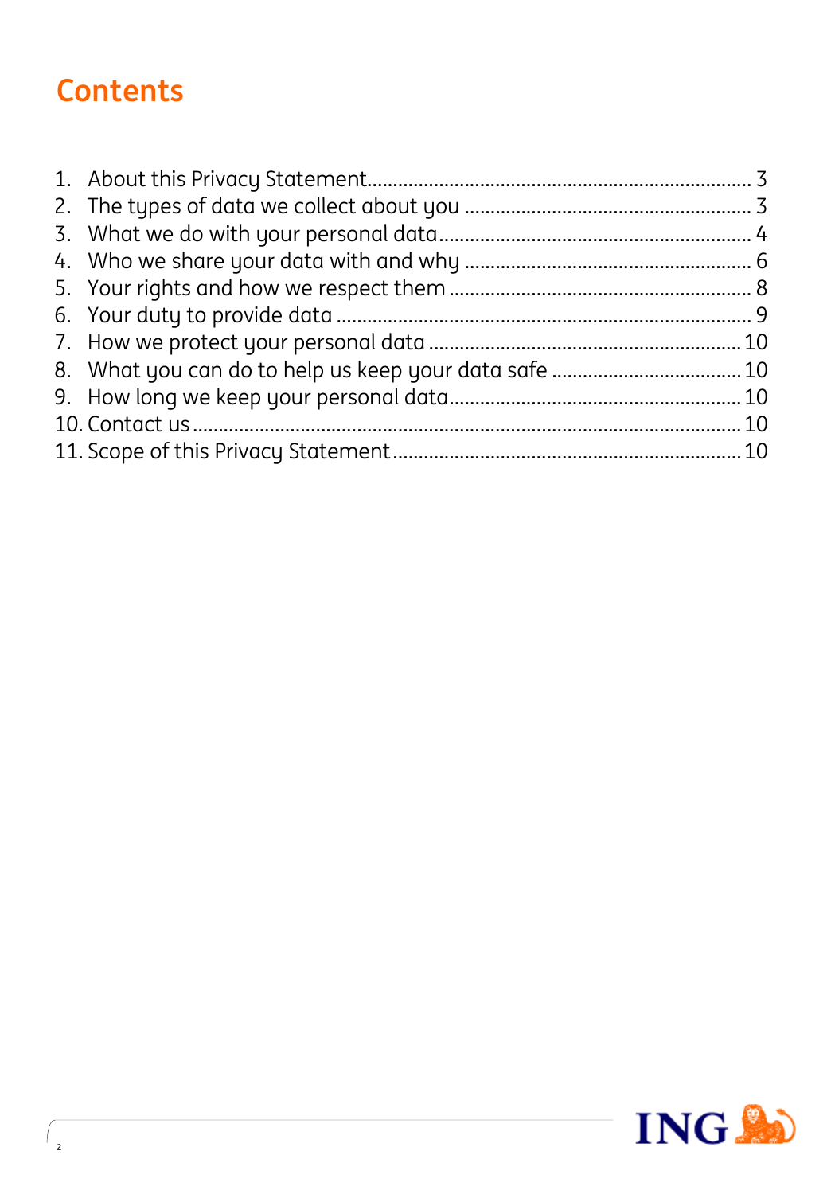# Contents

1. About this Privacy Statement........................................................................ 3
2. The types of data we collect about you ...................................................... 3
3. What we do with your personal data.......................................................... 4
4. Who we share your data with and why ...................................................... 6
5. Your rights and how we respect them ........................................................ 8
6. Your duty to provide data ............................................................................. 9
7. How we protect your personal data .......................................................... 10
8. What you can do to help us keep your data safe .................................... 10
9. How long we keep your personal data...................................................... 10
10. Contact us ................................................................................................... 10
11. Scope of this Privacy Statement................................................................. 10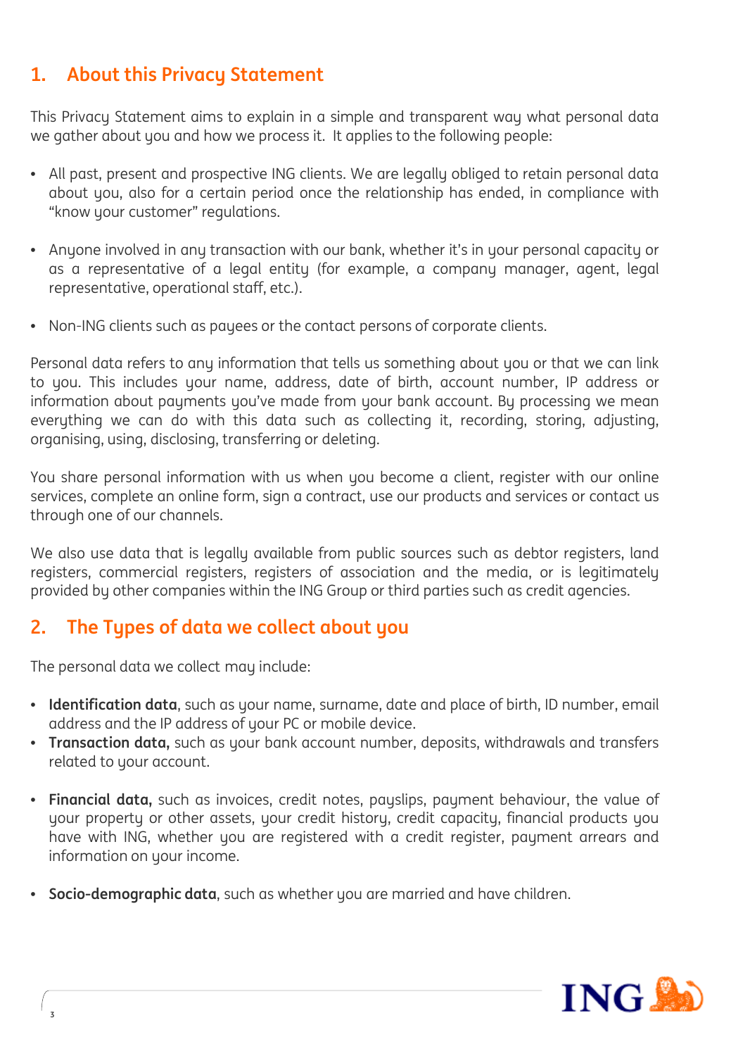## 1. About this Privacy Statement

This Privacy Statement aims to explain in a simple and transparent way what personal data we gather about you and how we process it. It applies to the following people:

- All past, present and prospective ING clients. We are legally obliged to retain personal data about you, also for a certain period once the relationship has ended, in compliance with "know your customer" regulations.

- Anyone involved in any transaction with our bank, whether it's in your personal capacity or as a representative of a legal entity (for example, a company manager, agent, legal representative, operational staff, etc.).

- Non-ING clients such as payees or the contact persons of corporate clients.

Personal data refers to any information that tells us something about you or that we can link to you. This includes your name, address, date of birth, account number, IP address or information about payments you've made from your bank account. By processing we mean everything we can do with this data such as collecting it, recording, storing, adjusting, organising, using, disclosing, transferring or deleting.

You share personal information with us when you become a client, register with our online services, complete an online form, sign a contract, use our products and services or contact us through one of our channels.

We also use data that is legally available from public sources such as debtor registers, land registers, commercial registers, registers of association and the media, or is legitimately provided by other companies within the ING Group or third parties such as credit agencies.

## 2. The Types of data we collect about you

The personal data we collect may include:

- **Identification data**, such as your name, surname, date and place of birth, ID number, email address and the IP address of your PC or mobile device.
- **Transaction data,** such as your bank account number, deposits, withdrawals and transfers related to your account.

- **Financial data,** such as invoices, credit notes, payslips, payment behaviour, the value of your property or other assets, your credit history, credit capacity, financial products you have with ING, whether you are registered with a credit register, payment arrears and information on your income.

- **Socio-demographic data**, such as whether you are married and have children.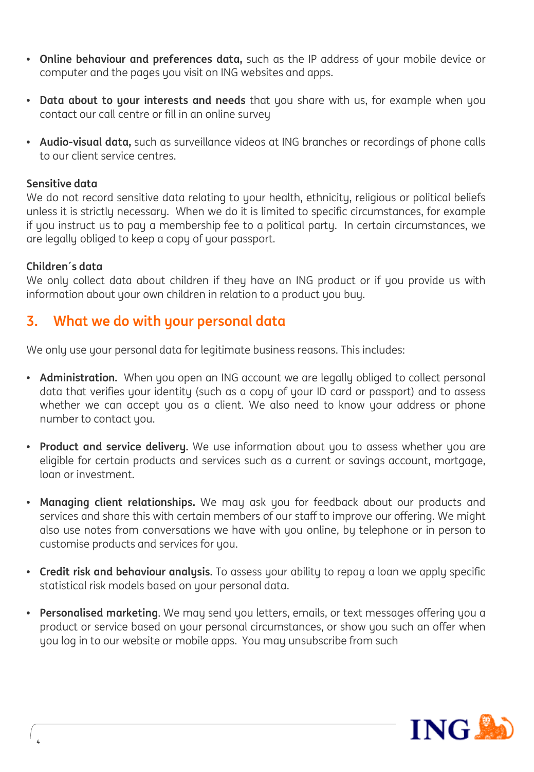- **Online behaviour and preferences data,** such as the IP address of your mobile device or computer and the pages you visit on ING websites and apps.
- **Data about to your interests and needs** that you share with us, for example when you contact our call centre or fill in an online survey
- **Audio-visual data,** such as surveillance videos at ING branches or recordings of phone calls to our client service centres.

**Sensitive data**
We do not record sensitive data relating to your health, ethnicity, religious or political beliefs unless it is strictly necessary. When we do it is limited to specific circumstances, for example if you instruct us to pay a membership fee to a political party. In certain circumstances, we are legally obliged to keep a copy of your passport.

**Children´s data**
We only collect data about children if they have an ING product or if you provide us with information about your own children in relation to a product you buy.

## 3. What we do with your personal data

We only use your personal data for legitimate business reasons. This includes:

- **Administration.** When you open an ING account we are legally obliged to collect personal data that verifies your identity (such as a copy of your ID card or passport) and to assess whether we can accept you as a client. We also need to know your address or phone number to contact you.
- **Product and service delivery.** We use information about you to assess whether you are eligible for certain products and services such as a current or savings account, mortgage, loan or investment.
- **Managing client relationships.** We may ask you for feedback about our products and services and share this with certain members of our staff to improve our offering. We might also use notes from conversations we have with you online, by telephone or in person to customise products and services for you.
- **Credit risk and behaviour analysis.** To assess your ability to repay a loan we apply specific statistical risk models based on your personal data.
- **Personalised marketing**. We may send you letters, emails, or text messages offering you a product or service based on your personal circumstances, or show you such an offer when you log in to our website or mobile apps. You may unsubscribe from such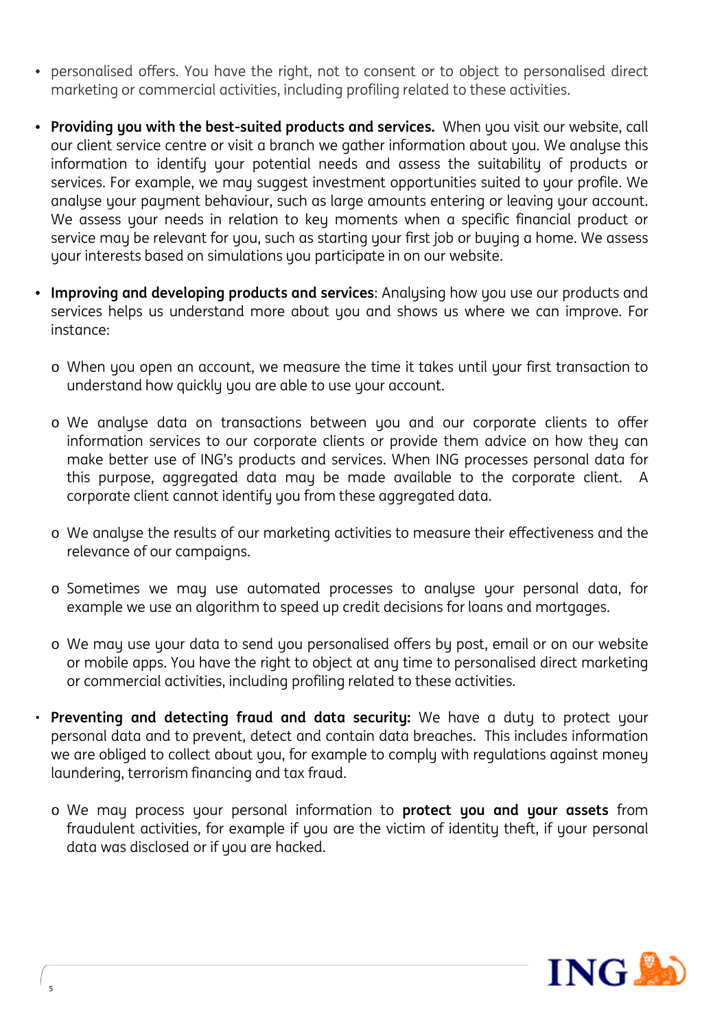- personalised offers. You have the right, not to consent or to object to personalised direct marketing or commercial activities, including profiling related to these activities.

- **Providing you with the best-suited products and services.** When you visit our website, call our client service centre or visit a branch we gather information about you. We analyse this information to identify your potential needs and assess the suitability of products or services. For example, we may suggest investment opportunities suited to your profile. We analyse your payment behaviour, such as large amounts entering or leaving your account. We assess your needs in relation to key moments when a specific financial product or service may be relevant for you, such as starting your first job or buying a home. We assess your interests based on simulations you participate in on our website.

- **Improving and developing products and services**: Analysing how you use our products and services helps us understand more about you and shows us where we can improve. For instance:

  - When you open an account, we measure the time it takes until your first transaction to understand how quickly you are able to use your account.

  - We analyse data on transactions between you and our corporate clients to offer information services to our corporate clients or provide them advice on how they can make better use of ING's products and services. When ING processes personal data for this purpose, aggregated data may be made available to the corporate client. A corporate client cannot identify you from these aggregated data.

  - We analyse the results of our marketing activities to measure their effectiveness and the relevance of our campaigns.

  - Sometimes we may use automated processes to analyse your personal data, for example we use an algorithm to speed up credit decisions for loans and mortgages.

  - We may use your data to send you personalised offers by post, email or on our website or mobile apps. You have the right to object at any time to personalised direct marketing or commercial activities, including profiling related to these activities.

- **Preventing and detecting fraud and data security:** We have a duty to protect your personal data and to prevent, detect and contain data breaches. This includes information we are obliged to collect about you, for example to comply with regulations against money laundering, terrorism financing and tax fraud.

  - We may process your personal information to **protect you and your assets** from fraudulent activities, for example if you are the victim of identity theft, if your personal data was disclosed or if you are hacked.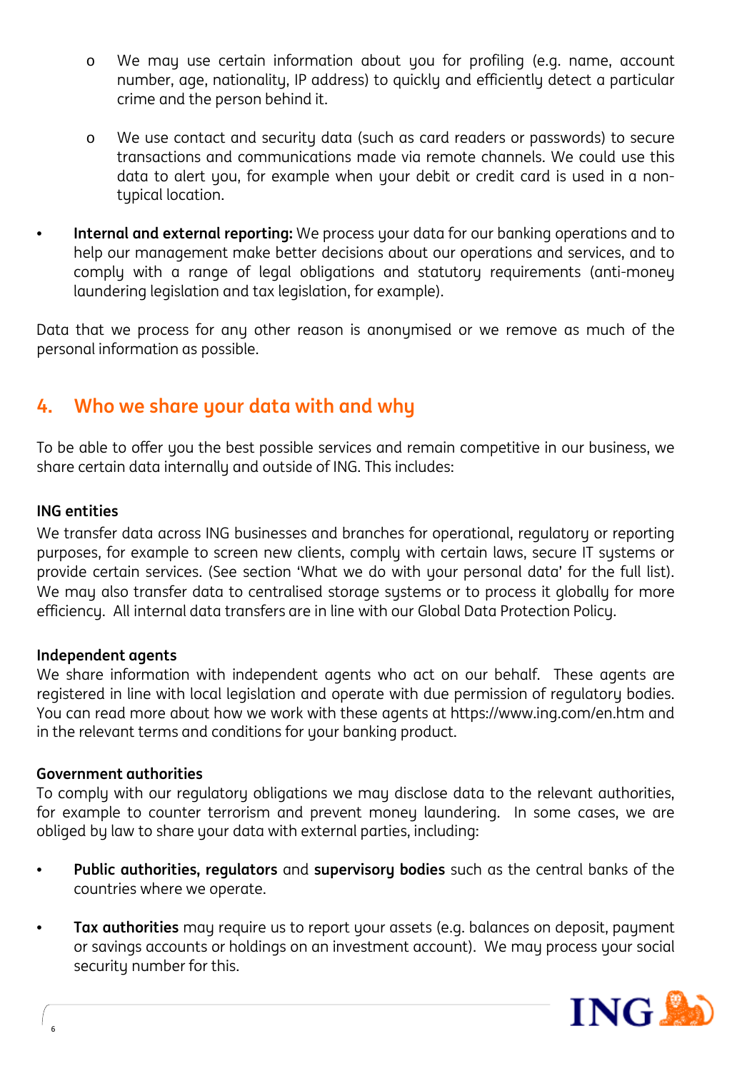- We may use certain information about you for profiling (e.g. name, account number, age, nationality, IP address) to quickly and efficiently detect a particular crime and the person behind it.

  - We use contact and security data (such as card readers or passwords) to secure transactions and communications made via remote channels. We could use this data to alert you, for example when your debit or credit card is used in a non-typical location.

- **Internal and external reporting:** We process your data for our banking operations and to help our management make better decisions about our operations and services, and to comply with a range of legal obligations and statutory requirements (anti-money laundering legislation and tax legislation, for example).

Data that we process for any other reason is anonymised or we remove as much of the personal information as possible.

## 4. Who we share your data with and why

To be able to offer you the best possible services and remain competitive in our business, we share certain data internally and outside of ING. This includes:

**ING entities**

We transfer data across ING businesses and branches for operational, regulatory or reporting purposes, for example to screen new clients, comply with certain laws, secure IT systems or provide certain services. (See section 'What we do with your personal data' for the full list). We may also transfer data to centralised storage systems or to process it globally for more efficiency. All internal data transfers are in line with our Global Data Protection Policy.

**Independent agents**

We share information with independent agents who act on our behalf. These agents are registered in line with local legislation and operate with due permission of regulatory bodies. You can read more about how we work with these agents at https://www.ing.com/en.htm and in the relevant terms and conditions for your banking product.

**Government authorities**

To comply with our regulatory obligations we may disclose data to the relevant authorities, for example to counter terrorism and prevent money laundering. In some cases, we are obliged by law to share your data with external parties, including:

- **Public authorities, regulators** and **supervisory bodies** such as the central banks of the countries where we operate.

- **Tax authorities** may require us to report your assets (e.g. balances on deposit, payment or savings accounts or holdings on an investment account). We may process your social security number for this.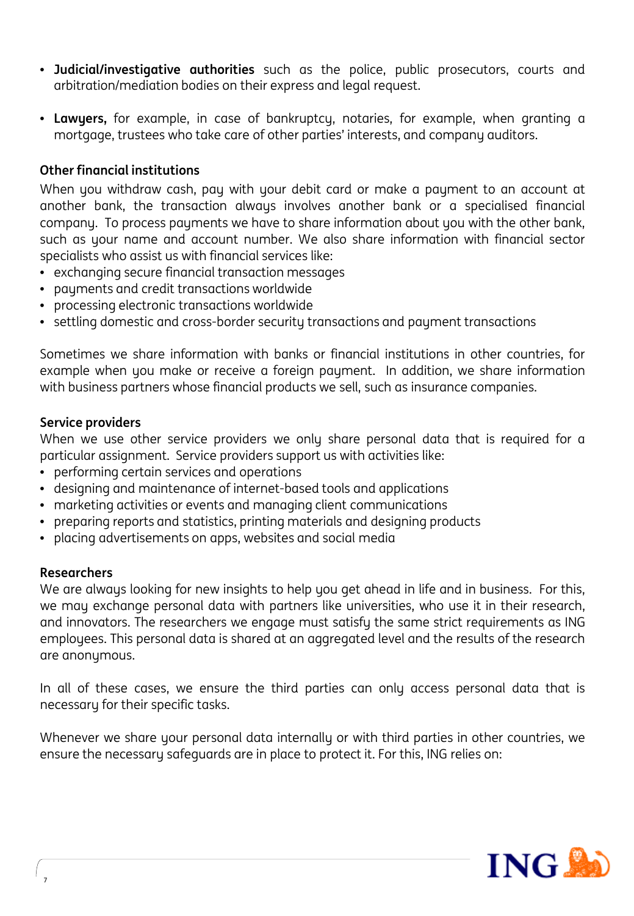- **Judicial/investigative authorities** such as the police, public prosecutors, courts and arbitration/mediation bodies on their express and legal request.
- **Lawyers,** for example, in case of bankruptcy, notaries, for example, when granting a mortgage, trustees who take care of other parties' interests, and company auditors.

**Other financial institutions**

When you withdraw cash, pay with your debit card or make a payment to an account at another bank, the transaction always involves another bank or a specialised financial company. To process payments we have to share information about you with the other bank, such as your name and account number. We also share information with financial sector specialists who assist us with financial services like:

- exchanging secure financial transaction messages
- payments and credit transactions worldwide
- processing electronic transactions worldwide
- settling domestic and cross-border security transactions and payment transactions

Sometimes we share information with banks or financial institutions in other countries, for example when you make or receive a foreign payment. In addition, we share information with business partners whose financial products we sell, such as insurance companies.

**Service providers**

When we use other service providers we only share personal data that is required for a particular assignment. Service providers support us with activities like:

- performing certain services and operations
- designing and maintenance of internet-based tools and applications
- marketing activities or events and managing client communications
- preparing reports and statistics, printing materials and designing products
- placing advertisements on apps, websites and social media

**Researchers**

We are always looking for new insights to help you get ahead in life and in business. For this, we may exchange personal data with partners like universities, who use it in their research, and innovators. The researchers we engage must satisfy the same strict requirements as ING employees. This personal data is shared at an aggregated level and the results of the research are anonymous.

In all of these cases, we ensure the third parties can only access personal data that is necessary for their specific tasks.

Whenever we share your personal data internally or with third parties in other countries, we ensure the necessary safeguards are in place to protect it. For this, ING relies on: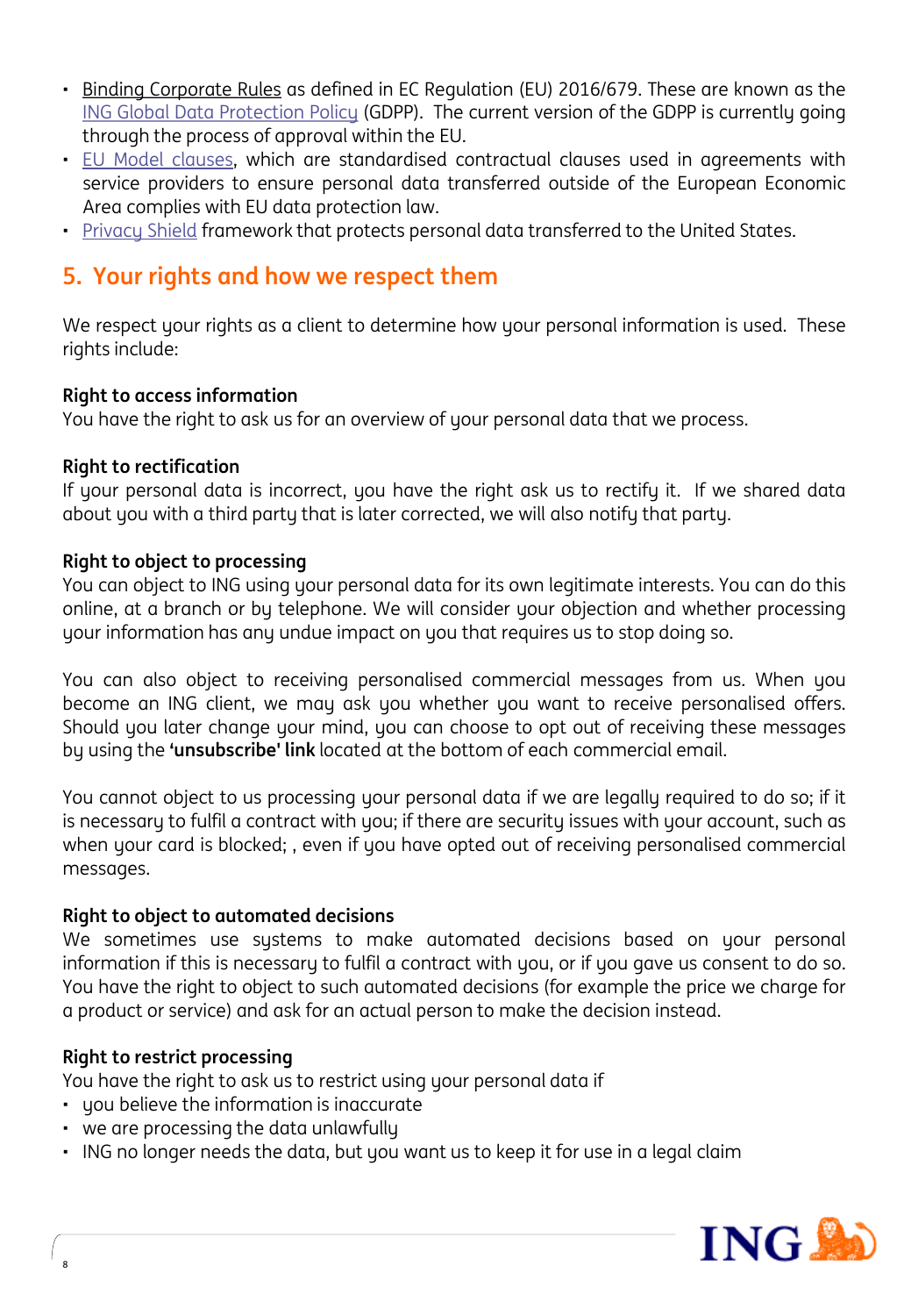- Binding Corporate Rules as defined in EC Regulation (EU) 2016/679. These are known as the ING Global Data Protection Policy (GDPP). The current version of the GDPP is currently going through the process of approval within the EU.
- EU Model clauses, which are standardised contractual clauses used in agreements with service providers to ensure personal data transferred outside of the European Economic Area complies with EU data protection law.
- Privacy Shield framework that protects personal data transferred to the United States.

## 5. Your rights and how we respect them

We respect your rights as a client to determine how your personal information is used. These rights include:

**Right to access information**
You have the right to ask us for an overview of your personal data that we process.

**Right to rectification**
If your personal data is incorrect, you have the right ask us to rectify it. If we shared data about you with a third party that is later corrected, we will also notify that party.

**Right to object to processing**
You can object to ING using your personal data for its own legitimate interests. You can do this online, at a branch or by telephone. We will consider your objection and whether processing your information has any undue impact on you that requires us to stop doing so.

You can also object to receiving personalised commercial messages from us. When you become an ING client, we may ask you whether you want to receive personalised offers. Should you later change your mind, you can choose to opt out of receiving these messages by using the **'unsubscribe' link** located at the bottom of each commercial email.

You cannot object to us processing your personal data if we are legally required to do so; if it is necessary to fulfil a contract with you; if there are security issues with your account, such as when your card is blocked; , even if you have opted out of receiving personalised commercial messages.

**Right to object to automated decisions**
We sometimes use systems to make automated decisions based on your personal information if this is necessary to fulfil a contract with you, or if you gave us consent to do so. You have the right to object to such automated decisions (for example the price we charge for a product or service) and ask for an actual person to make the decision instead.

**Right to restrict processing**
You have the right to ask us to restrict using your personal data if

- you believe the information is inaccurate
- we are processing the data unlawfully
- ING no longer needs the data, but you want us to keep it for use in a legal claim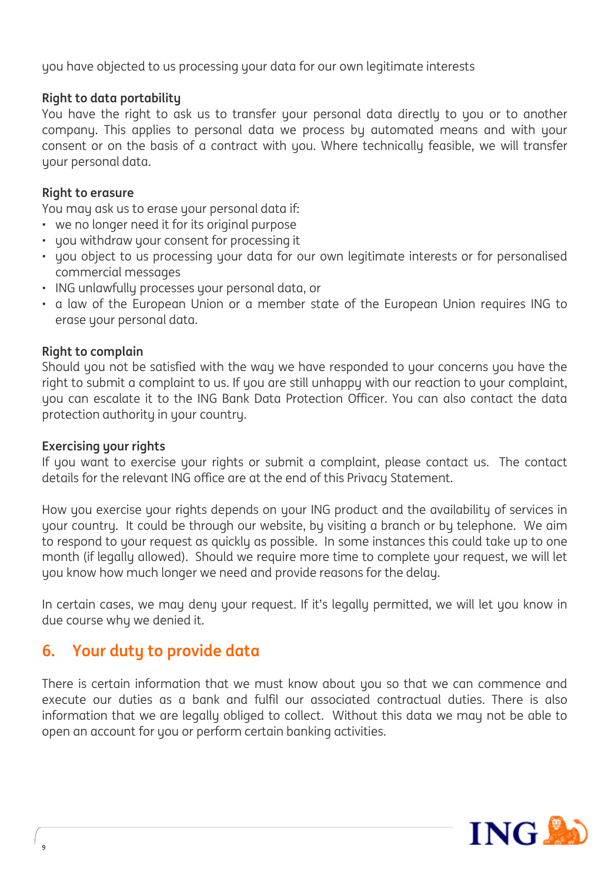you have objected to us processing your data for our own legitimate interests

**Right to data portability**

You have the right to ask us to transfer your personal data directly to you or to another company. This applies to personal data we process by automated means and with your consent or on the basis of a contract with you. Where technically feasible, we will transfer your personal data.

**Right to erasure**

You may ask us to erase your personal data if:

- we no longer need it for its original purpose
- you withdraw your consent for processing it
- you object to us processing your data for our own legitimate interests or for personalised commercial messages
- ING unlawfully processes your personal data, or
- a law of the European Union or a member state of the European Union requires ING to erase your personal data.

**Right to complain**

Should you not be satisfied with the way we have responded to your concerns you have the right to submit a complaint to us. If you are still unhappy with our reaction to your complaint, you can escalate it to the ING Bank Data Protection Officer. You can also contact the data protection authority in your country.

**Exercising your rights**

If you want to exercise your rights or submit a complaint, please contact us. The contact details for the relevant ING office are at the end of this Privacy Statement.

How you exercise your rights depends on your ING product and the availability of services in your country. It could be through our website, by visiting a branch or by telephone. We aim to respond to your request as quickly as possible. In some instances this could take up to one month (if legally allowed). Should we require more time to complete your request, we will let you know how much longer we need and provide reasons for the delay.

In certain cases, we may deny your request. If it's legally permitted, we will let you know in due course why we denied it.

## 6. Your duty to provide data

There is certain information that we must know about you so that we can commence and execute our duties as a bank and fulfil our associated contractual duties. There is also information that we are legally obliged to collect. Without this data we may not be able to open an account for you or perform certain banking activities.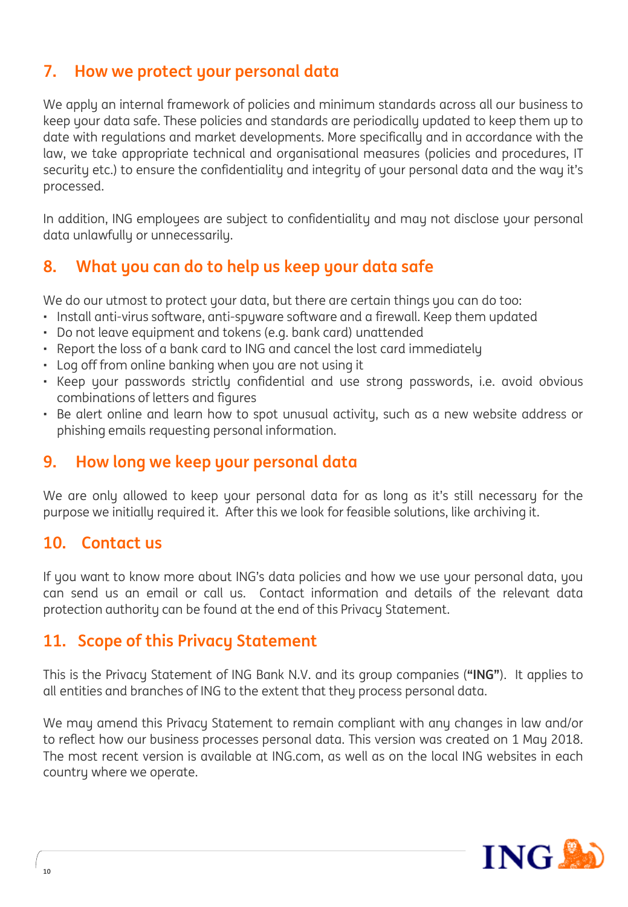## 7. How we protect your personal data

We apply an internal framework of policies and minimum standards across all our business to keep your data safe. These policies and standards are periodically updated to keep them up to date with regulations and market developments. More specifically and in accordance with the law, we take appropriate technical and organisational measures (policies and procedures, IT security etc.) to ensure the confidentiality and integrity of your personal data and the way it's processed.

In addition, ING employees are subject to confidentiality and may not disclose your personal data unlawfully or unnecessarily.

## 8. What you can do to help us keep your data safe

We do our utmost to protect your data, but there are certain things you can do too:

- Install anti-virus software, anti-spyware software and a firewall. Keep them updated
- Do not leave equipment and tokens (e.g. bank card) unattended
- Report the loss of a bank card to ING and cancel the lost card immediately
- Log off from online banking when you are not using it
- Keep your passwords strictly confidential and use strong passwords, i.e. avoid obvious combinations of letters and figures
- Be alert online and learn how to spot unusual activity, such as a new website address or phishing emails requesting personal information.

## 9. How long we keep your personal data

We are only allowed to keep your personal data for as long as it's still necessary for the purpose we initially required it. After this we look for feasible solutions, like archiving it.

## 10. Contact us

If you want to know more about ING's data policies and how we use your personal data, you can send us an email or call us. Contact information and details of the relevant data protection authority can be found at the end of this Privacy Statement.

## 11. Scope of this Privacy Statement

This is the Privacy Statement of ING Bank N.V. and its group companies (**"ING"**). It applies to all entities and branches of ING to the extent that they process personal data.

We may amend this Privacy Statement to remain compliant with any changes in law and/or to reflect how our business processes personal data. This version was created on 1 May 2018. The most recent version is available at ING.com, as well as on the local ING websites in each country where we operate.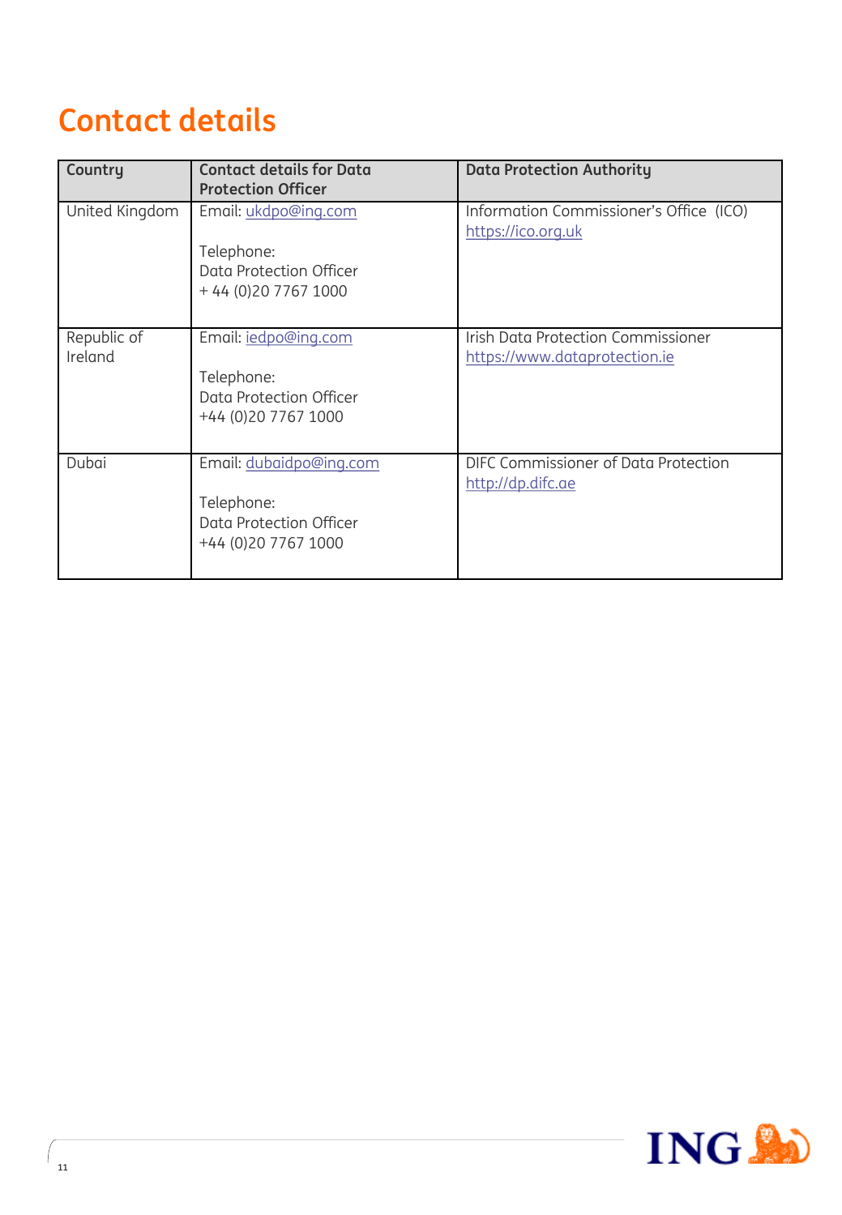# Contact details

| Country | Contact details for Data Protection Officer | Data Protection Authority |
|---|---|---|
| United Kingdom | Email: ukdpo@ing.com<br><br>Telephone:<br>Data Protection Officer<br>+ 44 (0)20 7767 1000 | Information Commissioner's Office (ICO)<br>https://ico.org.uk |
| Republic of Ireland | Email: iedpo@ing.com<br><br>Telephone:<br>Data Protection Officer<br>+44 (0)20 7767 1000 | Irish Data Protection Commissioner<br>https://www.dataprotection.ie |
| Dubai | Email: dubaidpo@ing.com<br><br>Telephone:<br>Data Protection Officer<br>+44 (0)20 7767 1000 | DIFC Commissioner of Data Protection<br>http://dp.difc.ae |